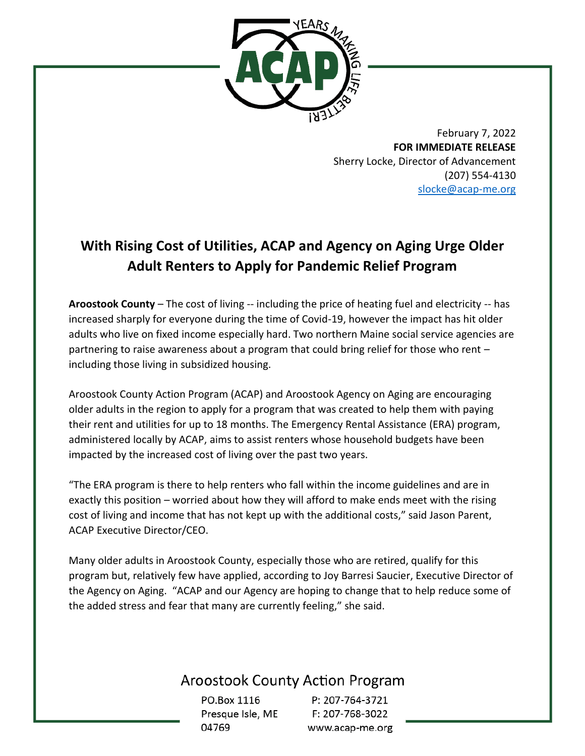February 7, 2022
**FOR IMMEDIATE RELEASE**
Sherry Locke, Director of Advancement
(207) 554-4130
slocke@acap-me.org

## With Rising Cost of Utilities, ACAP and Agency on Aging Urge Older Adult Renters to Apply for Pandemic Relief Program

**Aroostook County** – The cost of living -- including the price of heating fuel and electricity -- has increased sharply for everyone during the time of Covid-19, however the impact has hit older adults who live on fixed income especially hard. Two northern Maine social service agencies are partnering to raise awareness about a program that could bring relief for those who rent – including those living in subsidized housing.

Aroostook County Action Program (ACAP) and Aroostook Agency on Aging are encouraging older adults in the region to apply for a program that was created to help them with paying their rent and utilities for up to 18 months. The Emergency Rental Assistance (ERA) program, administered locally by ACAP, aims to assist renters whose household budgets have been impacted by the increased cost of living over the past two years.

"The ERA program is there to help renters who fall within the income guidelines and are in exactly this position – worried about how they will afford to make ends meet with the rising cost of living and income that has not kept up with the additional costs," said Jason Parent, ACAP Executive Director/CEO.

Many older adults in Aroostook County, especially those who are retired, qualify for this program but, relatively few have applied, according to Joy Barresi Saucier, Executive Director of the Agency on Aging. "ACAP and our Agency are hoping to change that to help reduce some of the added stress and fear that many are currently feeling," she said.

Aroostook County Action Program
PO.Box 1116
Presque Isle, ME
04769
P: 207-764-3721
F: 207-768-3022
www.acap-me.org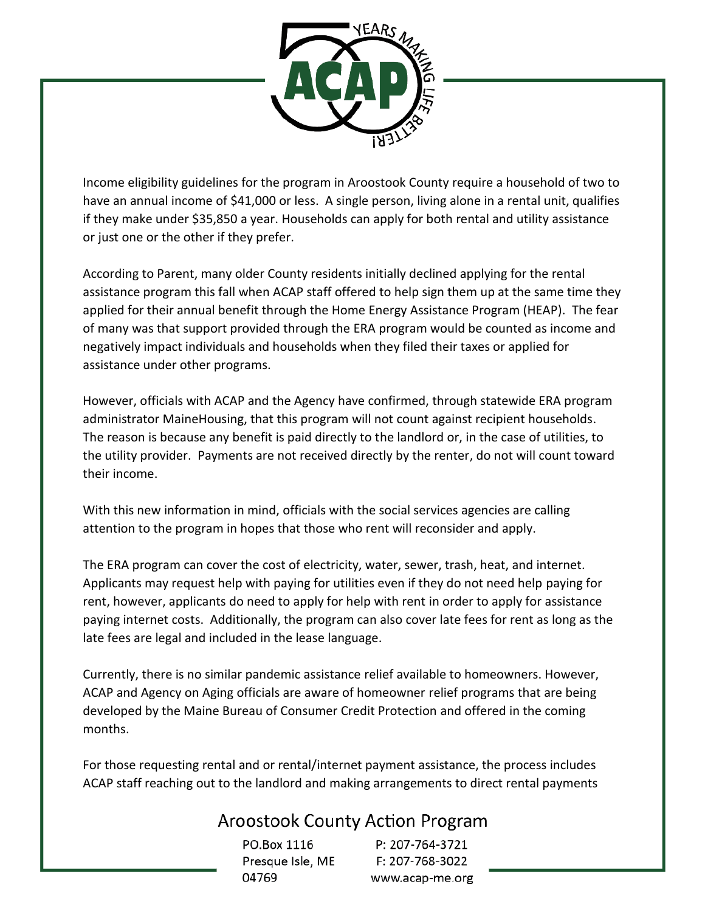Income eligibility guidelines for the program in Aroostook County require a household of two to have an annual income of $41,000 or less. A single person, living alone in a rental unit, qualifies if they make under $35,850 a year. Households can apply for both rental and utility assistance or just one or the other if they prefer.

According to Parent, many older County residents initially declined applying for the rental assistance program this fall when ACAP staff offered to help sign them up at the same time they applied for their annual benefit through the Home Energy Assistance Program (HEAP). The fear of many was that support provided through the ERA program would be counted as income and negatively impact individuals and households when they filed their taxes or applied for assistance under other programs.

However, officials with ACAP and the Agency have confirmed, through statewide ERA program administrator MaineHousing, that this program will not count against recipient households. The reason is because any benefit is paid directly to the landlord or, in the case of utilities, to the utility provider. Payments are not received directly by the renter, do not will count toward their income.

With this new information in mind, officials with the social services agencies are calling attention to the program in hopes that those who rent will reconsider and apply.

The ERA program can cover the cost of electricity, water, sewer, trash, heat, and internet. Applicants may request help with paying for utilities even if they do not need help paying for rent, however, applicants do need to apply for help with rent in order to apply for assistance paying internet costs. Additionally, the program can also cover late fees for rent as long as the late fees are legal and included in the lease language.

Currently, there is no similar pandemic assistance relief available to homeowners. However, ACAP and Agency on Aging officials are aware of homeowner relief programs that are being developed by the Maine Bureau of Consumer Credit Protection and offered in the coming months.

For those requesting rental and or rental/internet payment assistance, the process includes ACAP staff reaching out to the landlord and making arrangements to direct rental payments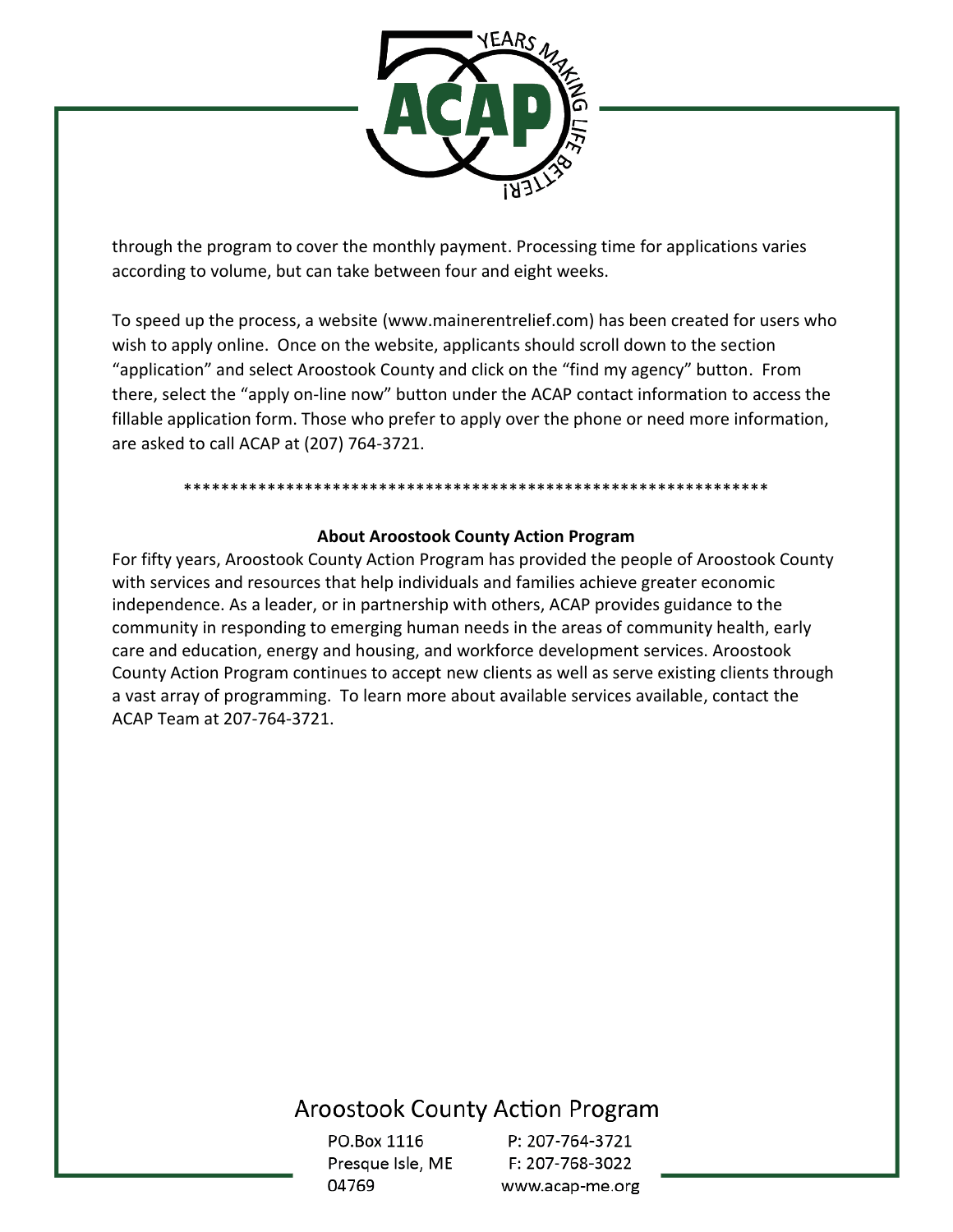through the program to cover the monthly payment. Processing time for applications varies according to volume, but can take between four and eight weeks.

To speed up the process, a website (www.mainerentrelief.com) has been created for users who wish to apply online. Once on the website, applicants should scroll down to the section "application" and select Aroostook County and click on the "find my agency" button. From there, select the "apply on-line now" button under the ACAP contact information to access the fillable application form. Those who prefer to apply over the phone or need more information, are asked to call ACAP at (207) 764-3721.

*****************************************************************

**About Aroostook County Action Program**

For fifty years, Aroostook County Action Program has provided the people of Aroostook County with services and resources that help individuals and families achieve greater economic independence. As a leader, or in partnership with others, ACAP provides guidance to the community in responding to emerging human needs in the areas of community health, early care and education, energy and housing, and workforce development services. Aroostook County Action Program continues to accept new clients as well as serve existing clients through a vast array of programming. To learn more about available services available, contact the ACAP Team at 207-764-3721.

Aroostook County Action Program

PO.Box 1116
Presque Isle, ME
04769

P: 207-764-3721
F: 207-768-3022
www.acap-me.org